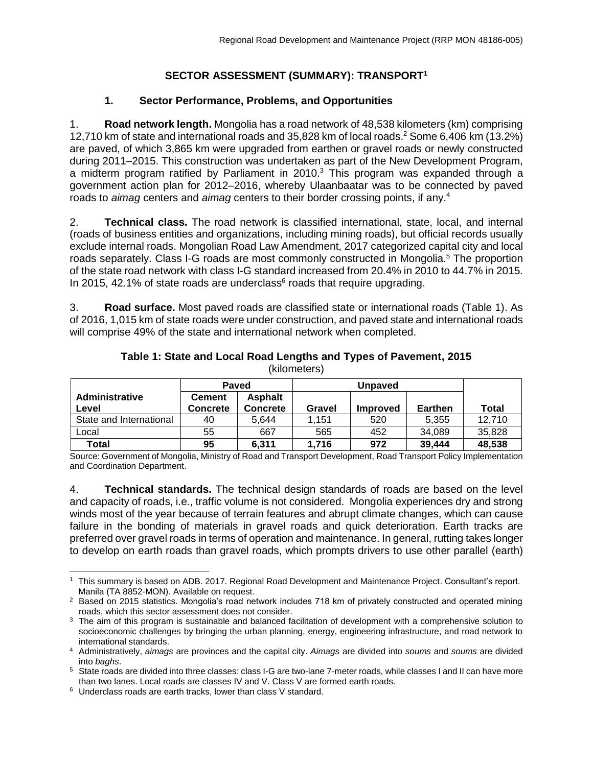# SECTOR ASSESSMENT (SUMMARY): TRANSPORT[1]

## 1. Sector Performance, Problems, and Opportunities

1. **Road network length.** Mongolia has a road network of 48,538 kilometers (km) comprising 12,710 km of state and international roads and 35,828 km of local roads.[2] Some 6,406 km (13.2%) are paved, of which 3,865 km were upgraded from earthen or gravel roads or newly constructed during 2011–2015. This construction was undertaken as part of the New Development Program, a midterm program ratified by Parliament in 2010.[3] This program was expanded through a government action plan for 2012–2016, whereby Ulaanbaatar was to be connected by paved roads to *aimag* centers and *aimag* centers to their border crossing points, if any.[4]

2. **Technical class.** The road network is classified international, state, local, and internal (roads of business entities and organizations, including mining roads), but official records usually exclude internal roads. Mongolian Road Law Amendment, 2017 categorized capital city and local roads separately. Class I-G roads are most commonly constructed in Mongolia.[5] The proportion of the state road network with class I-G standard increased from 20.4% in 2010 to 44.7% in 2015. In 2015, 42.1% of state roads are underclass[6] roads that require upgrading.

3. **Road surface.** Most paved roads are classified state or international roads (Table 1). As of 2016, 1,015 km of state roads were under construction, and paved state and international roads will comprise 49% of the state and international network when completed.

**Table 1: State and Local Road Lengths and Types of Pavement, 2015**
(kilometers)

| Administrative Level | Paved | | Unpaved | | | Total |
|---|---|---|---|---|---|---|
| | Cement Concrete | Asphalt Concrete | Gravel | Improved | Earthen | |
| State and International | 40 | 5,644 | 1,151 | 520 | 5,355 | 12,710 |
| Local | 55 | 667 | 565 | 452 | 34,089 | 35,828 |
| **Total** | **95** | **6,311** | **1,716** | **972** | **39,444** | **48,538** |

Source: Government of Mongolia, Ministry of Road and Transport Development, Road Transport Policy Implementation and Coordination Department.

4. **Technical standards.** The technical design standards of roads are based on the level and capacity of roads, i.e., traffic volume is not considered. Mongolia experiences dry and strong winds most of the year because of terrain features and abrupt climate changes, which can cause failure in the bonding of materials in gravel roads and quick deterioration. Earth tracks are preferred over gravel roads in terms of operation and maintenance. In general, rutting takes longer to develop on earth roads than gravel roads, which prompts drivers to use other parallel (earth)

---

[1] This summary is based on ADB. 2017. Regional Road Development and Maintenance Project. Consultant's report. Manila (TA 8852-MON). Available on request.

[2] Based on 2015 statistics. Mongolia's road network includes 718 km of privately constructed and operated mining roads, which this sector assessment does not consider.

[3] The aim of this program is sustainable and balanced facilitation of development with a comprehensive solution to socioeconomic challenges by bringing the urban planning, energy, engineering infrastructure, and road network to international standards.

[4] Administratively, *aimags* are provinces and the capital city. *Aimags* are divided into *soums* and *soums* are divided into *baghs*.

[5] State roads are divided into three classes: class I-G are two-lane 7-meter roads, while classes I and II can have more than two lanes. Local roads are classes IV and V. Class V are formed earth roads.

[6] Underclass roads are earth tracks, lower than class V standard.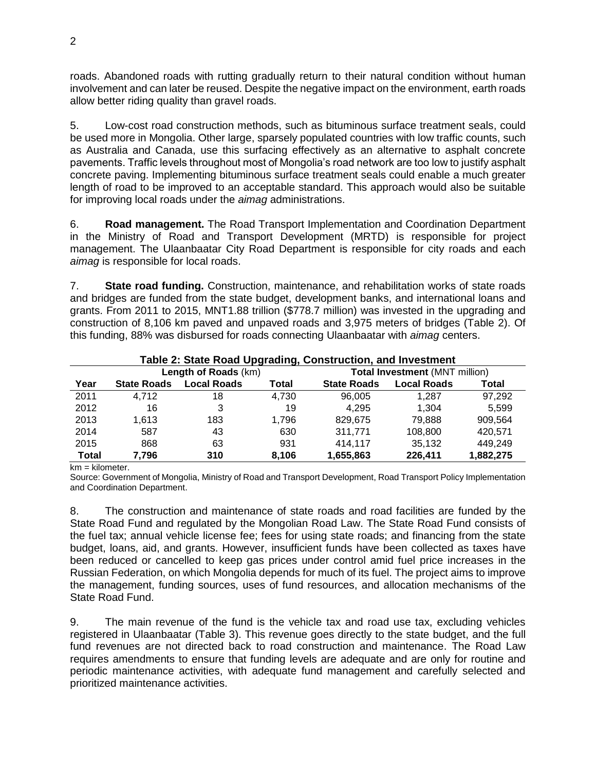roads. Abandoned roads with rutting gradually return to their natural condition without human involvement and can later be reused. Despite the negative impact on the environment, earth roads allow better riding quality than gravel roads.

5. Low-cost road construction methods, such as bituminous surface treatment seals, could be used more in Mongolia. Other large, sparsely populated countries with low traffic counts, such as Australia and Canada, use this surfacing effectively as an alternative to asphalt concrete pavements. Traffic levels throughout most of Mongolia's road network are too low to justify asphalt concrete paving. Implementing bituminous surface treatment seals could enable a much greater length of road to be improved to an acceptable standard. This approach would also be suitable for improving local roads under the *aimag* administrations.

6. **Road management.** The Road Transport Implementation and Coordination Department in the Ministry of Road and Transport Development (MRTD) is responsible for project management. The Ulaanbaatar City Road Department is responsible for city roads and each *aimag* is responsible for local roads.

7. **State road funding.** Construction, maintenance, and rehabilitation works of state roads and bridges are funded from the state budget, development banks, and international loans and grants. From 2011 to 2015, MNT1.88 trillion ($778.7 million) was invested in the upgrading and construction of 8,106 km paved and unpaved roads and 3,975 meters of bridges (Table 2). Of this funding, 88% was disbursed for roads connecting Ulaanbaatar with *aimag* centers.

**Table 2: State Road Upgrading, Construction, and Investment**

| | **Length of Roads** (km) | | | **Total Investment** (MNT million) | | |
|---|---|---|---|---|---|---|
| **Year** | **State Roads** | **Local Roads** | **Total** | **State Roads** | **Local Roads** | **Total** |
| 2011 | 4,712 | 18 | 4,730 | 96,005 | 1,287 | 97,292 |
| 2012 | 16 | 3 | 19 | 4,295 | 1,304 | 5,599 |
| 2013 | 1,613 | 183 | 1,796 | 829,675 | 79,888 | 909,564 |
| 2014 | 587 | 43 | 630 | 311,771 | 108,800 | 420,571 |
| 2015 | 868 | 63 | 931 | 414,117 | 35,132 | 449,249 |
| **Total** | **7,796** | **310** | **8,106** | **1,655,863** | **226,411** | **1,882,275** |

km = kilometer.

Source: Government of Mongolia, Ministry of Road and Transport Development, Road Transport Policy Implementation and Coordination Department.

8. The construction and maintenance of state roads and road facilities are funded by the State Road Fund and regulated by the Mongolian Road Law. The State Road Fund consists of the fuel tax; annual vehicle license fee; fees for using state roads; and financing from the state budget, loans, aid, and grants. However, insufficient funds have been collected as taxes have been reduced or cancelled to keep gas prices under control amid fuel price increases in the Russian Federation, on which Mongolia depends for much of its fuel. The project aims to improve the management, funding sources, uses of fund resources, and allocation mechanisms of the State Road Fund.

9. The main revenue of the fund is the vehicle tax and road use tax, excluding vehicles registered in Ulaanbaatar (Table 3). This revenue goes directly to the state budget, and the full fund revenues are not directed back to road construction and maintenance. The Road Law requires amendments to ensure that funding levels are adequate and are only for routine and periodic maintenance activities, with adequate fund management and carefully selected and prioritized maintenance activities.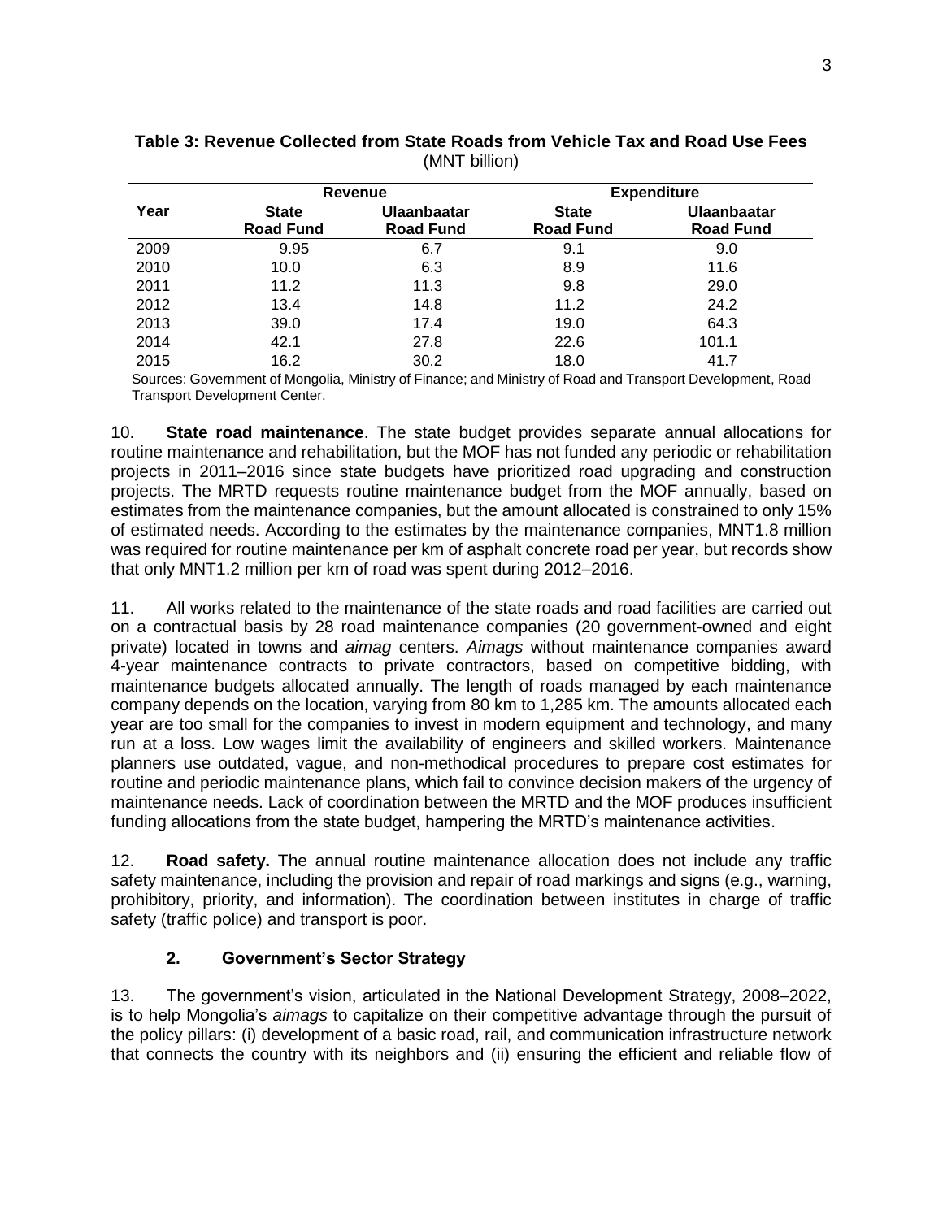**Table 3: Revenue Collected from State Roads from Vehicle Tax and Road Use Fees**
(MNT billion)

| Year | Revenue | | Expenditure | |
|---|---|---|---|---|
| | State Road Fund | Ulaanbaatar Road Fund | State Road Fund | Ulaanbaatar Road Fund |
| 2009 | 9.95 | 6.7 | 9.1 | 9.0 |
| 2010 | 10.0 | 6.3 | 8.9 | 11.6 |
| 2011 | 11.2 | 11.3 | 9.8 | 29.0 |
| 2012 | 13.4 | 14.8 | 11.2 | 24.2 |
| 2013 | 39.0 | 17.4 | 19.0 | 64.3 |
| 2014 | 42.1 | 27.8 | 22.6 | 101.1 |
| 2015 | 16.2 | 30.2 | 18.0 | 41.7 |

Sources: Government of Mongolia, Ministry of Finance; and Ministry of Road and Transport Development, Road Transport Development Center.

10. **State road maintenance**. The state budget provides separate annual allocations for routine maintenance and rehabilitation, but the MOF has not funded any periodic or rehabilitation projects in 2011–2016 since state budgets have prioritized road upgrading and construction projects. The MRTD requests routine maintenance budget from the MOF annually, based on estimates from the maintenance companies, but the amount allocated is constrained to only 15% of estimated needs. According to the estimates by the maintenance companies, MNT1.8 million was required for routine maintenance per km of asphalt concrete road per year, but records show that only MNT1.2 million per km of road was spent during 2012–2016.

11. All works related to the maintenance of the state roads and road facilities are carried out on a contractual basis by 28 road maintenance companies (20 government-owned and eight private) located in towns and *aimag* centers. *Aimags* without maintenance companies award 4-year maintenance contracts to private contractors, based on competitive bidding, with maintenance budgets allocated annually. The length of roads managed by each maintenance company depends on the location, varying from 80 km to 1,285 km. The amounts allocated each year are too small for the companies to invest in modern equipment and technology, and many run at a loss. Low wages limit the availability of engineers and skilled workers. Maintenance planners use outdated, vague, and non-methodical procedures to prepare cost estimates for routine and periodic maintenance plans, which fail to convince decision makers of the urgency of maintenance needs. Lack of coordination between the MRTD and the MOF produces insufficient funding allocations from the state budget, hampering the MRTD's maintenance activities.

12. **Road safety.** The annual routine maintenance allocation does not include any traffic safety maintenance, including the provision and repair of road markings and signs (e.g., warning, prohibitory, priority, and information). The coordination between institutes in charge of traffic safety (traffic police) and transport is poor.

### 2. Government's Sector Strategy

13. The government's vision, articulated in the National Development Strategy, 2008–2022, is to help Mongolia's *aimags* to capitalize on their competitive advantage through the pursuit of the policy pillars: (i) development of a basic road, rail, and communication infrastructure network that connects the country with its neighbors and (ii) ensuring the efficient and reliable flow of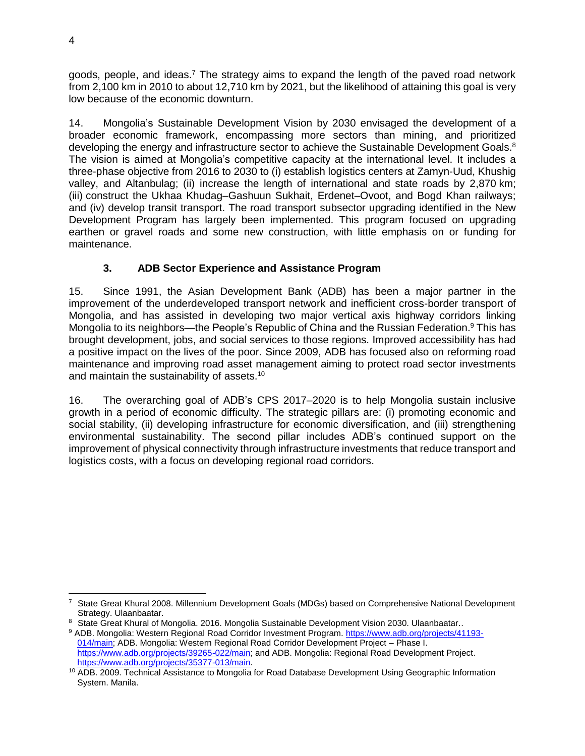goods, people, and ideas.[7] The strategy aims to expand the length of the paved road network from 2,100 km in 2010 to about 12,710 km by 2021, but the likelihood of attaining this goal is very low because of the economic downturn.

14. Mongolia's Sustainable Development Vision by 2030 envisaged the development of a broader economic framework, encompassing more sectors than mining, and prioritized developing the energy and infrastructure sector to achieve the Sustainable Development Goals.[8] The vision is aimed at Mongolia's competitive capacity at the international level. It includes a three-phase objective from 2016 to 2030 to (i) establish logistics centers at Zamyn-Uud, Khushig valley, and Altanbulag; (ii) increase the length of international and state roads by 2,870 km; (iii) construct the Ukhaa Khudag–Gashuun Sukhait, Erdenet–Ovoot, and Bogd Khan railways; and (iv) develop transit transport. The road transport subsector upgrading identified in the New Development Program has largely been implemented. This program focused on upgrading earthen or gravel roads and some new construction, with little emphasis on or funding for maintenance.

### 3. ADB Sector Experience and Assistance Program

15. Since 1991, the Asian Development Bank (ADB) has been a major partner in the improvement of the underdeveloped transport network and inefficient cross-border transport of Mongolia, and has assisted in developing two major vertical axis highway corridors linking Mongolia to its neighbors—the People's Republic of China and the Russian Federation.[9] This has brought development, jobs, and social services to those regions. Improved accessibility has had a positive impact on the lives of the poor. Since 2009, ADB has focused also on reforming road maintenance and improving road asset management aiming to protect road sector investments and maintain the sustainability of assets.[10]

16. The overarching goal of ADB's CPS 2017–2020 is to help Mongolia sustain inclusive growth in a period of economic difficulty. The strategic pillars are: (i) promoting economic and social stability, (ii) developing infrastructure for economic diversification, and (iii) strengthening environmental sustainability. The second pillar includes ADB's continued support on the improvement of physical connectivity through infrastructure investments that reduce transport and logistics costs, with a focus on developing regional road corridors.

---

[7] State Great Khural 2008. Millennium Development Goals (MDGs) based on Comprehensive National Development Strategy. Ulaanbaatar.

[8] State Great Khural of Mongolia. 2016. Mongolia Sustainable Development Vision 2030. Ulaanbaatar..

[9] ADB. Mongolia: Western Regional Road Corridor Investment Program. https://www.adb.org/projects/41193-014/main; ADB. Mongolia: Western Regional Road Corridor Development Project – Phase I. https://www.adb.org/projects/39265-022/main; and ADB. Mongolia: Regional Road Development Project. https://www.adb.org/projects/35377-013/main.

[10] ADB. 2009. Technical Assistance to Mongolia for Road Database Development Using Geographic Information System. Manila.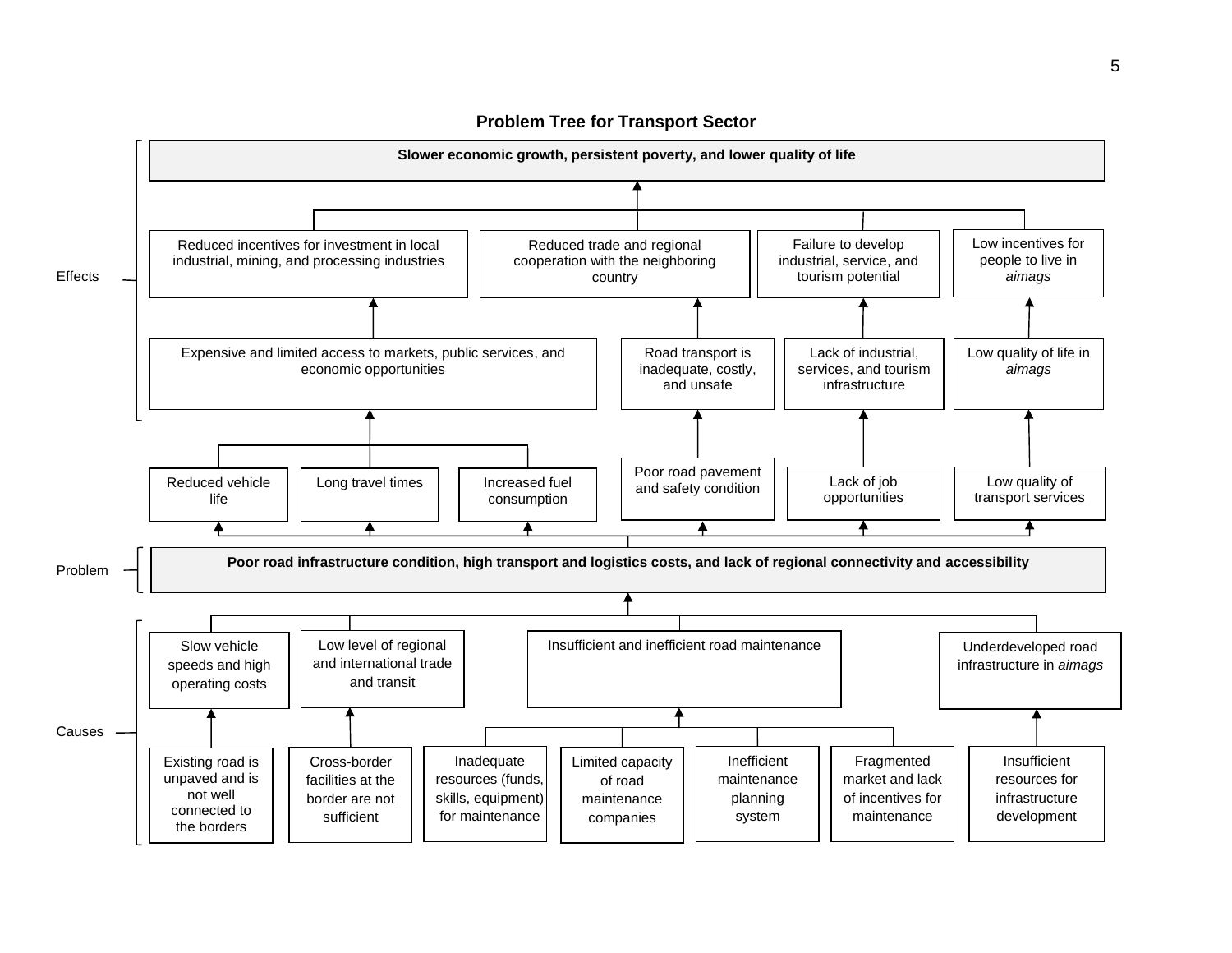## Problem Tree for Transport Sector

**Effects**

**Slower economic growth, persistent poverty, and lower quality of life**

Reduced incentives for investment in local industrial, mining, and processing industries

Reduced trade and regional cooperation with the neighboring country

Failure to develop industrial, service, and tourism potential

Low incentives for people to live in *aimags*

Expensive and limited access to markets, public services, and economic opportunities

Road transport is inadequate, costly, and unsafe

Lack of industrial, services, and tourism infrastructure

Low quality of life in *aimags*

Reduced vehicle life

Long travel times

Increased fuel consumption

Poor road pavement and safety condition

Lack of job opportunities

Low quality of transport services

**Problem**

**Poor road infrastructure condition, high transport and logistics costs, and lack of regional connectivity and accessibility**

**Causes**

Slow vehicle speeds and high operating costs

Low level of regional and international trade and transit

Insufficient and inefficient road maintenance

Underdeveloped road infrastructure in *aimags*

Existing road is unpaved and is not well connected to the borders

Cross-border facilities at the border are not sufficient

Inadequate resources (funds, skills, equipment) for maintenance

Limited capacity of road maintenance companies

Inefficient maintenance planning system

Fragmented market and lack of incentives for maintenance

Insufficient resources for infrastructure development